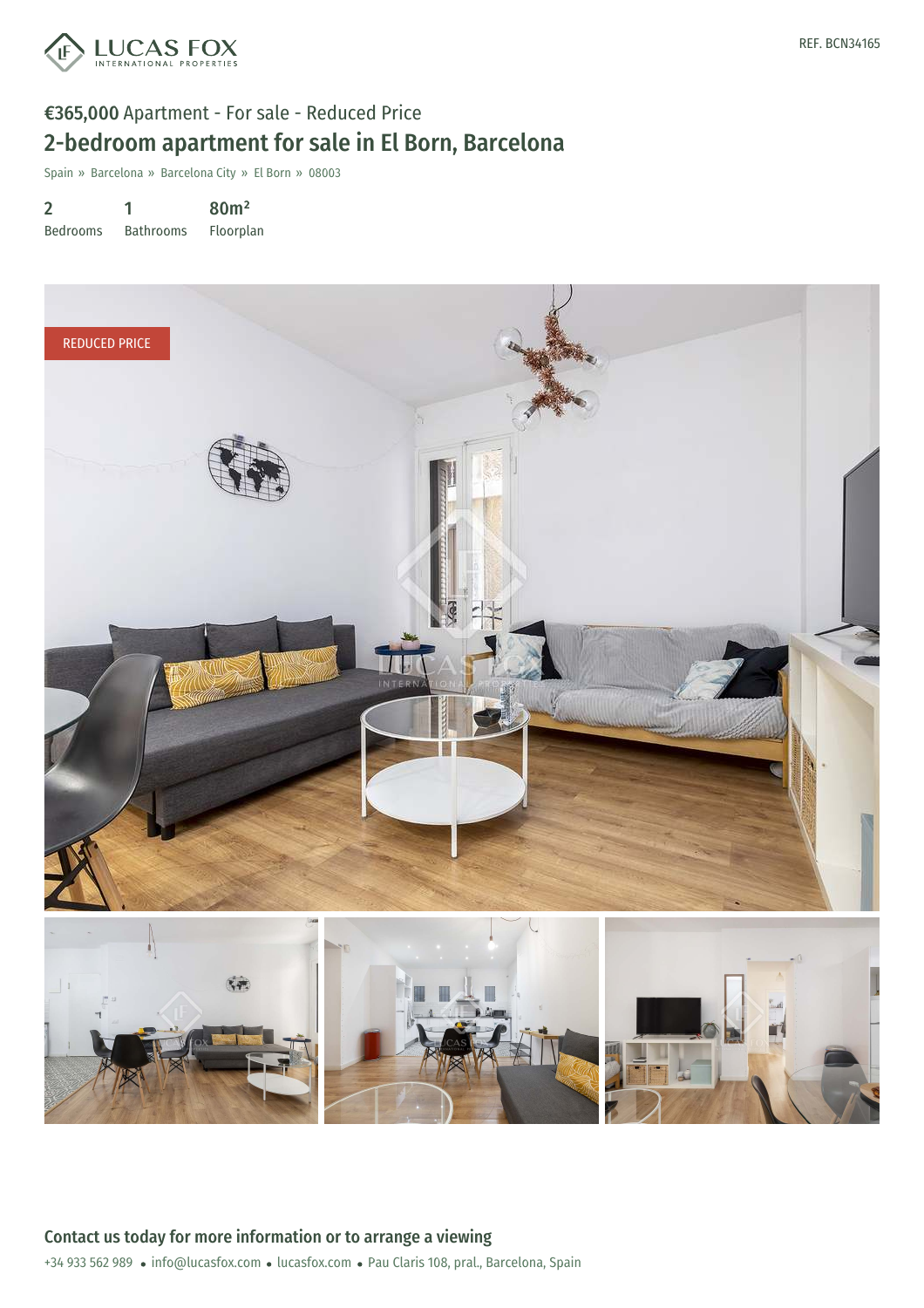REF. BCN34165

**€365,000** Apartment - For sale - Reduced Price

# 2-bedroom apartment for sale in El Born, Barcelona

Spain » Barcelona » Barcelona City » El Born » 08003

| 2 | 1 | 80m² |
|---|---|---|
| Bedrooms | Bathrooms | Floorplan |

REDUCED PRICE

## Contact us today for more information or to arrange a viewing

+34 933 562 989 • info@lucasfox.com • lucasfox.com • Pau Claris 108, pral., Barcelona, Spain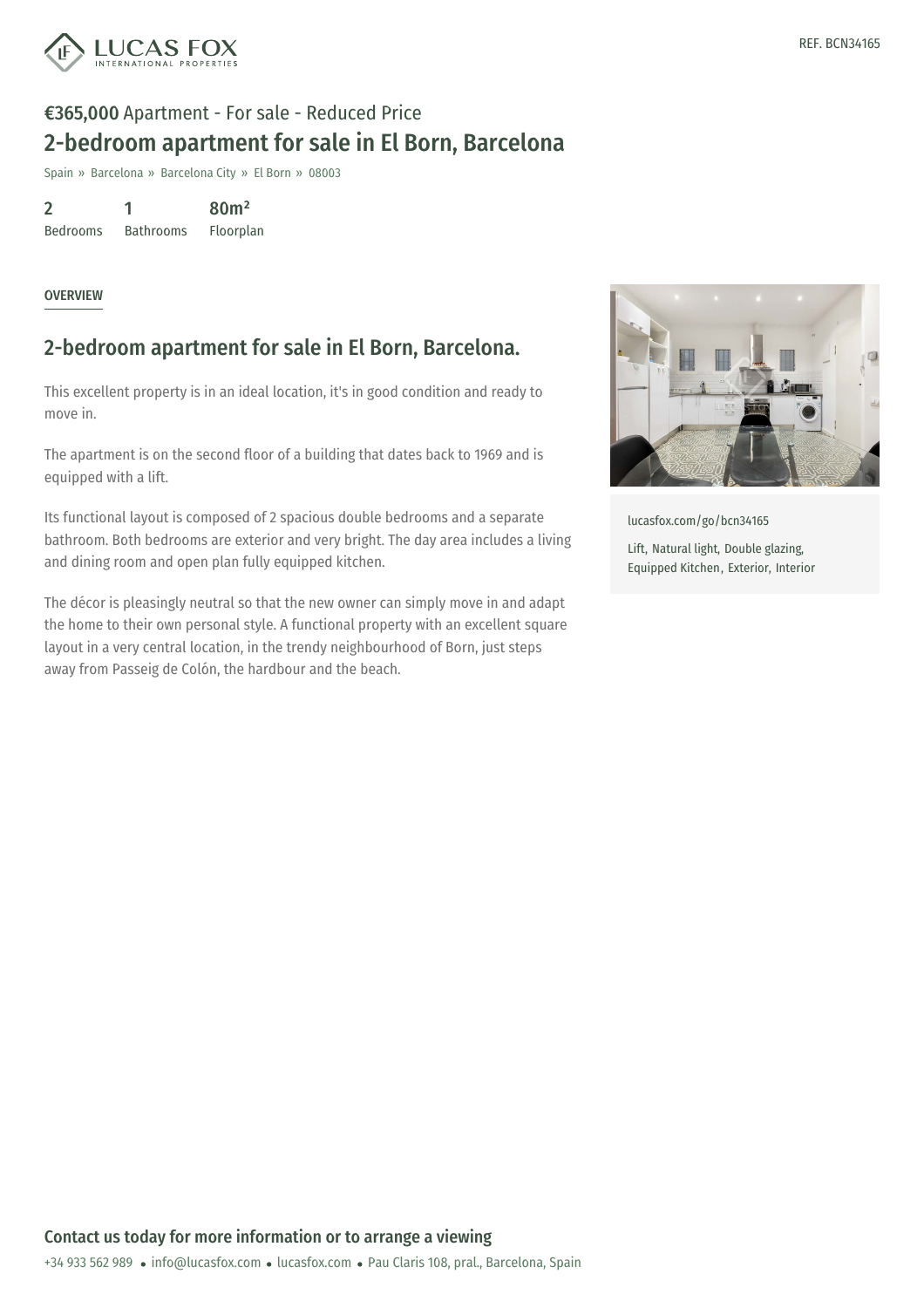REF. BCN34165

**€365,000** Apartment - For sale - Reduced Price

# 2-bedroom apartment for sale in El Born, Barcelona

Spain » Barcelona » Barcelona City » El Born » 08003

| 2 | 1 | 80m² |
|---|---|---|
| Bedrooms | Bathrooms | Floorplan |

OVERVIEW

## 2-bedroom apartment for sale in El Born, Barcelona.

This excellent property is in an ideal location, it's in good condition and ready to move in.

The apartment is on the second floor of a building that dates back to 1969 and is equipped with a lift.

Its functional layout is composed of 2 spacious double bedrooms and a separate bathroom. Both bedrooms are exterior and very bright. The day area includes a living and dining room and open plan fully equipped kitchen.

The décor is pleasingly neutral so that the new owner can simply move in and adapt the home to their own personal style. A functional property with an excellent square layout in a very central location, in the trendy neighbourhood of Born, just steps away from Passeig de Colón, the hardbour and the beach.

lucasfox.com/go/bcn34165

Lift, Natural light, Double glazing, Equipped Kitchen, Exterior, Interior

### Contact us today for more information or to arrange a viewing

+34 933 562 989 • info@lucasfox.com • lucasfox.com • Pau Claris 108, pral., Barcelona, Spain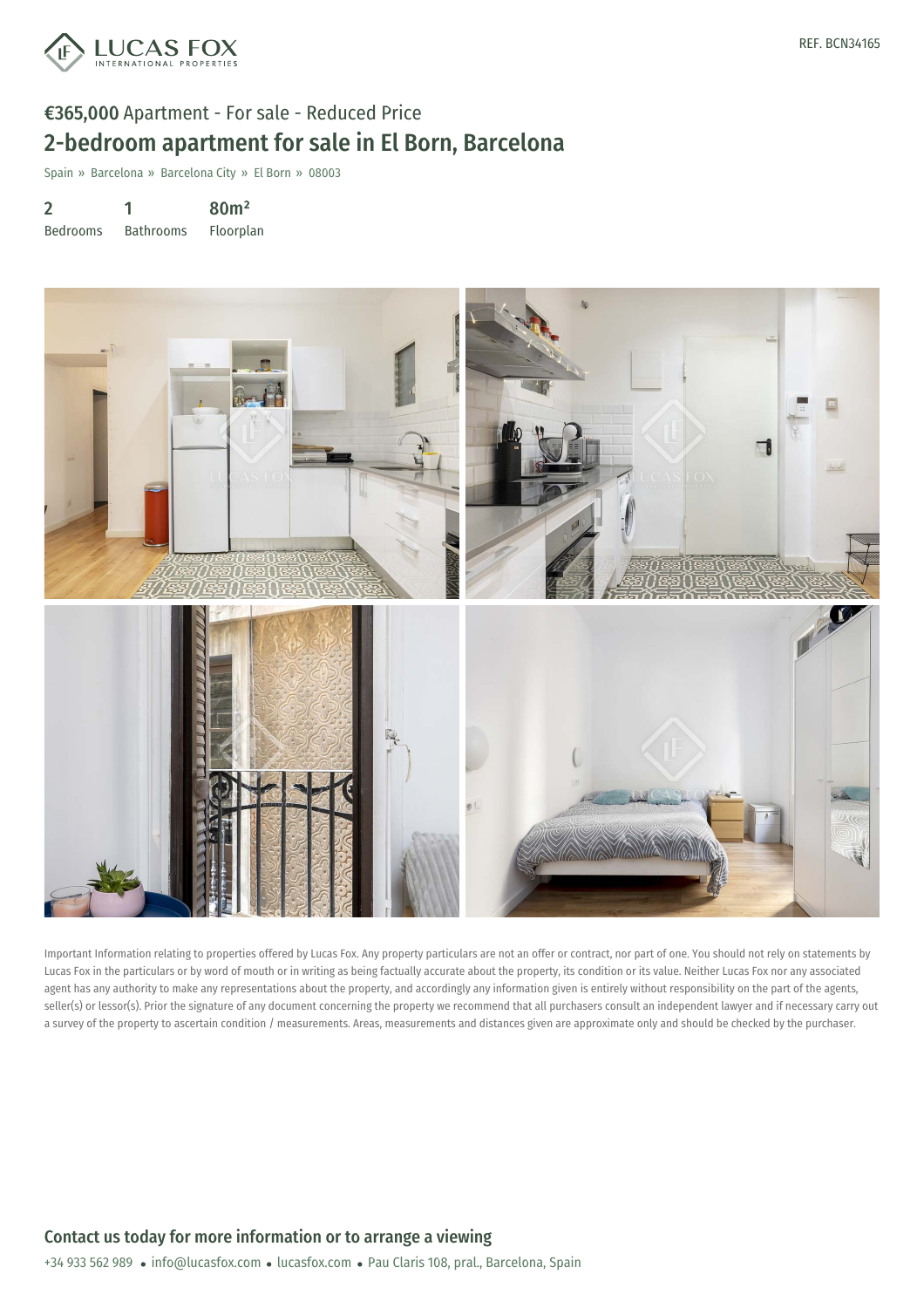REF. BCN34165

**€365,000** Apartment - For sale - Reduced Price

# 2-bedroom apartment for sale in El Born, Barcelona

Spain » Barcelona » Barcelona City » El Born » 08003

| 2 | 1 | 80m² |
|---|---|---|
| Bedrooms | Bathrooms | Floorplan |

Important Information relating to properties offered by Lucas Fox. Any property particulars are not an offer or contract, nor part of one. You should not rely on statements by Lucas Fox in the particulars or by word of mouth or in writing as being factually accurate about the property, its condition or its value. Neither Lucas Fox nor any associated agent has any authority to make any representations about the property, and accordingly any information given is entirely without responsibility on the part of the agents, seller(s) or lessor(s). Prior the signature of any document concerning the property we recommend that all purchasers consult an independent lawyer and if necessary carry out a survey of the property to ascertain condition / measurements. Areas, measurements and distances given are approximate only and should be checked by the purchaser.

## Contact us today for more information or to arrange a viewing

+34 933 562 989 • info@lucasfox.com • lucasfox.com • Pau Claris 108, pral., Barcelona, Spain